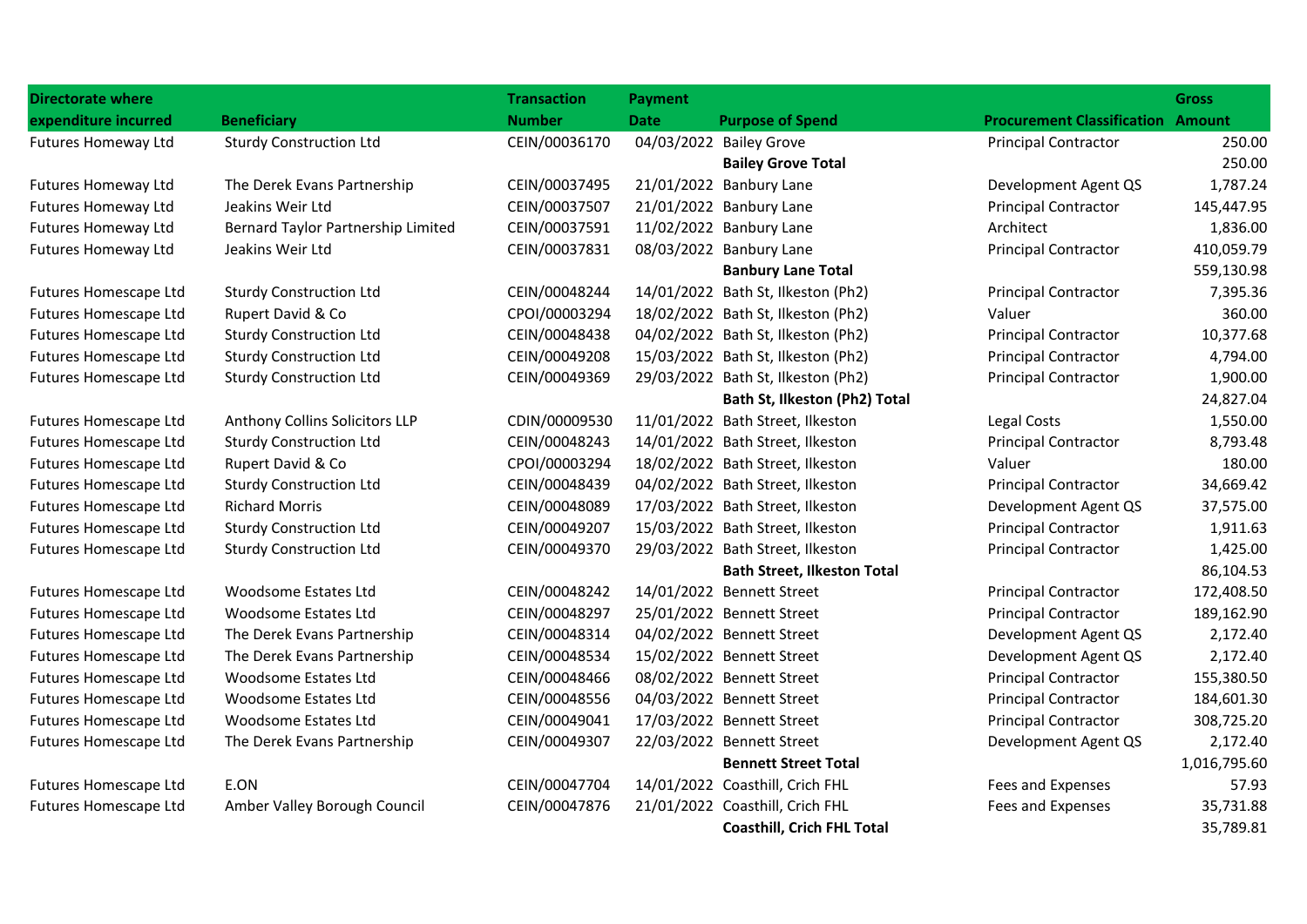| Directorate where expenditure incurred | Beneficiary | Transaction Number | Payment Date | Purpose of Spend | Procurement Classification | Gross Amount |
|---|---|---|---|---|---|---|
| Futures Homeway Ltd | Sturdy Construction Ltd | CEIN/00036170 | 04/03/2022 | Bailey Grove | Principal Contractor | 250.00 |
| | | | | **Bailey Grove Total** | | 250.00 |
| Futures Homeway Ltd | The Derek Evans Partnership | CEIN/00037495 | 21/01/2022 | Banbury Lane | Development Agent QS | 1,787.24 |
| Futures Homeway Ltd | Jeakins Weir Ltd | CEIN/00037507 | 21/01/2022 | Banbury Lane | Principal Contractor | 145,447.95 |
| Futures Homeway Ltd | Bernard Taylor Partnership Limited | CEIN/00037591 | 11/02/2022 | Banbury Lane | Architect | 1,836.00 |
| Futures Homeway Ltd | Jeakins Weir Ltd | CEIN/00037831 | 08/03/2022 | Banbury Lane | Principal Contractor | 410,059.79 |
| | | | | **Banbury Lane Total** | | 559,130.98 |
| Futures Homescape Ltd | Sturdy Construction Ltd | CEIN/00048244 | 14/01/2022 | Bath St, Ilkeston (Ph2) | Principal Contractor | 7,395.36 |
| Futures Homescape Ltd | Rupert David & Co | CPOI/00003294 | 18/02/2022 | Bath St, Ilkeston (Ph2) | Valuer | 360.00 |
| Futures Homescape Ltd | Sturdy Construction Ltd | CEIN/00048438 | 04/02/2022 | Bath St, Ilkeston (Ph2) | Principal Contractor | 10,377.68 |
| Futures Homescape Ltd | Sturdy Construction Ltd | CEIN/00049208 | 15/03/2022 | Bath St, Ilkeston (Ph2) | Principal Contractor | 4,794.00 |
| Futures Homescape Ltd | Sturdy Construction Ltd | CEIN/00049369 | 29/03/2022 | Bath St, Ilkeston (Ph2) | Principal Contractor | 1,900.00 |
| | | | | **Bath St, Ilkeston (Ph2) Total** | | 24,827.04 |
| Futures Homescape Ltd | Anthony Collins Solicitors LLP | CDIN/00009530 | 11/01/2022 | Bath Street, Ilkeston | Legal Costs | 1,550.00 |
| Futures Homescape Ltd | Sturdy Construction Ltd | CEIN/00048243 | 14/01/2022 | Bath Street, Ilkeston | Principal Contractor | 8,793.48 |
| Futures Homescape Ltd | Rupert David & Co | CPOI/00003294 | 18/02/2022 | Bath Street, Ilkeston | Valuer | 180.00 |
| Futures Homescape Ltd | Sturdy Construction Ltd | CEIN/00048439 | 04/02/2022 | Bath Street, Ilkeston | Principal Contractor | 34,669.42 |
| Futures Homescape Ltd | Richard Morris | CEIN/00048089 | 17/03/2022 | Bath Street, Ilkeston | Development Agent QS | 37,575.00 |
| Futures Homescape Ltd | Sturdy Construction Ltd | CEIN/00049207 | 15/03/2022 | Bath Street, Ilkeston | Principal Contractor | 1,911.63 |
| Futures Homescape Ltd | Sturdy Construction Ltd | CEIN/00049370 | 29/03/2022 | Bath Street, Ilkeston | Principal Contractor | 1,425.00 |
| | | | | **Bath Street, Ilkeston Total** | | 86,104.53 |
| Futures Homescape Ltd | Woodsome Estates Ltd | CEIN/00048242 | 14/01/2022 | Bennett Street | Principal Contractor | 172,408.50 |
| Futures Homescape Ltd | Woodsome Estates Ltd | CEIN/00048297 | 25/01/2022 | Bennett Street | Principal Contractor | 189,162.90 |
| Futures Homescape Ltd | The Derek Evans Partnership | CEIN/00048314 | 04/02/2022 | Bennett Street | Development Agent QS | 2,172.40 |
| Futures Homescape Ltd | The Derek Evans Partnership | CEIN/00048534 | 15/02/2022 | Bennett Street | Development Agent QS | 2,172.40 |
| Futures Homescape Ltd | Woodsome Estates Ltd | CEIN/00048466 | 08/02/2022 | Bennett Street | Principal Contractor | 155,380.50 |
| Futures Homescape Ltd | Woodsome Estates Ltd | CEIN/00048556 | 04/03/2022 | Bennett Street | Principal Contractor | 184,601.30 |
| Futures Homescape Ltd | Woodsome Estates Ltd | CEIN/00049041 | 17/03/2022 | Bennett Street | Principal Contractor | 308,725.20 |
| Futures Homescape Ltd | The Derek Evans Partnership | CEIN/00049307 | 22/03/2022 | Bennett Street | Development Agent QS | 2,172.40 |
| | | | | **Bennett Street Total** | | 1,016,795.60 |
| Futures Homescape Ltd | E.ON | CEIN/00047704 | 14/01/2022 | Coasthill, Crich FHL | Fees and Expenses | 57.93 |
| Futures Homescape Ltd | Amber Valley Borough Council | CEIN/00047876 | 21/01/2022 | Coasthill, Crich FHL | Fees and Expenses | 35,731.88 |
| | | | | **Coasthill, Crich FHL Total** | | 35,789.81 |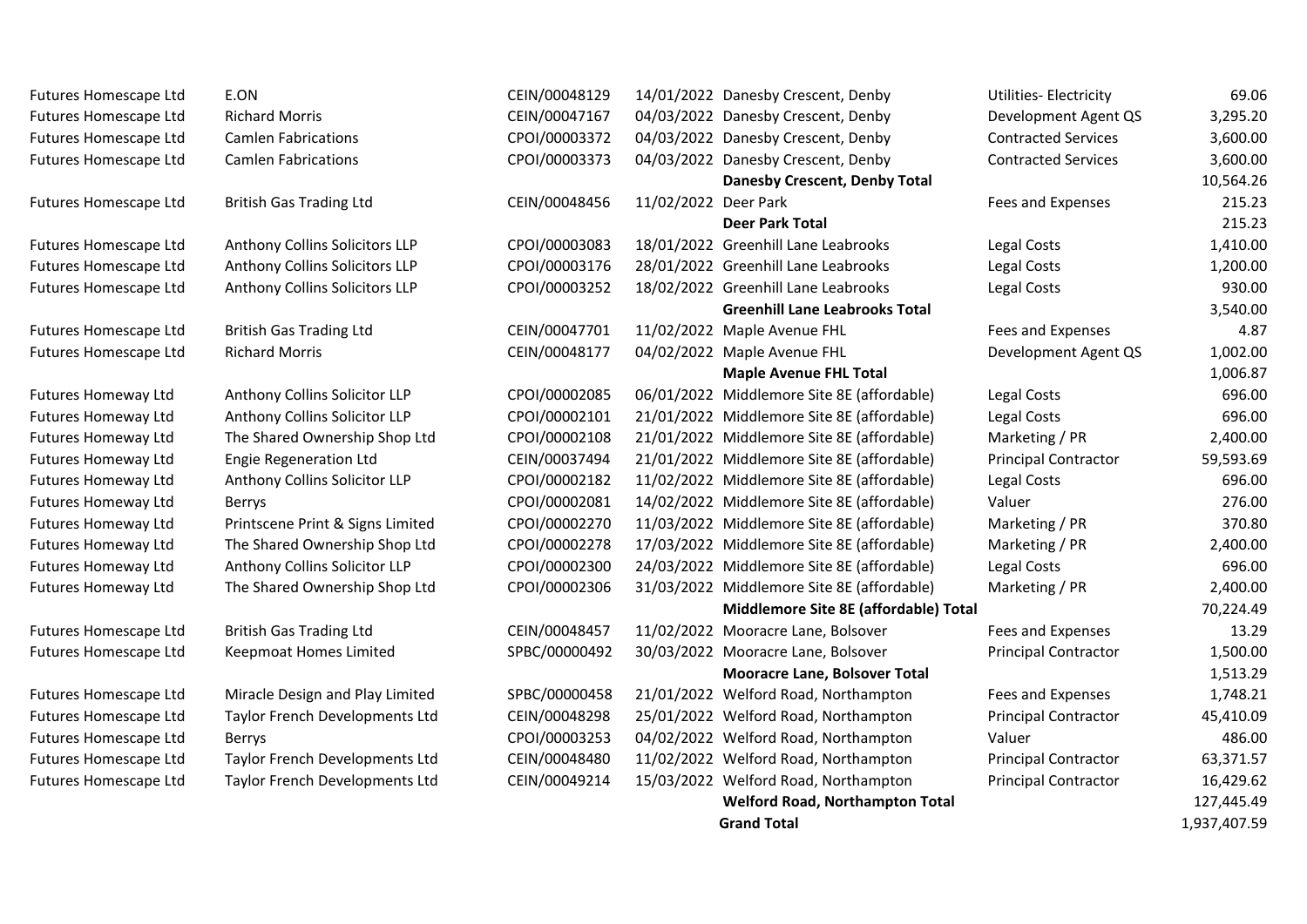| | | | | | | |
|---|---|---|---|---|---|---|
| Futures Homescape Ltd | E.ON | CEIN/00048129 | 14/01/2022 | Danesby Crescent, Denby | Utilities- Electricity | 69.06 |
| Futures Homescape Ltd | Richard Morris | CEIN/00047167 | 04/03/2022 | Danesby Crescent, Denby | Development Agent QS | 3,295.20 |
| Futures Homescape Ltd | Camlen Fabrications | CPOI/00003372 | 04/03/2022 | Danesby Crescent, Denby | Contracted Services | 3,600.00 |
| Futures Homescape Ltd | Camlen Fabrications | CPOI/00003373 | 04/03/2022 | Danesby Crescent, Denby | Contracted Services | 3,600.00 |
| | | | | **Danesby Crescent, Denby Total** | | 10,564.26 |
| Futures Homescape Ltd | British Gas Trading Ltd | CEIN/00048456 | 11/02/2022 | Deer Park | Fees and Expenses | 215.23 |
| | | | | **Deer Park Total** | | 215.23 |
| Futures Homescape Ltd | Anthony Collins Solicitors LLP | CPOI/00003083 | 18/01/2022 | Greenhill Lane Leabrooks | Legal Costs | 1,410.00 |
| Futures Homescape Ltd | Anthony Collins Solicitors LLP | CPOI/00003176 | 28/01/2022 | Greenhill Lane Leabrooks | Legal Costs | 1,200.00 |
| Futures Homescape Ltd | Anthony Collins Solicitors LLP | CPOI/00003252 | 18/02/2022 | Greenhill Lane Leabrooks | Legal Costs | 930.00 |
| | | | | **Greenhill Lane Leabrooks Total** | | 3,540.00 |
| Futures Homescape Ltd | British Gas Trading Ltd | CEIN/00047701 | 11/02/2022 | Maple Avenue FHL | Fees and Expenses | 4.87 |
| Futures Homescape Ltd | Richard Morris | CEIN/00048177 | 04/02/2022 | Maple Avenue FHL | Development Agent QS | 1,002.00 |
| | | | | **Maple Avenue FHL Total** | | 1,006.87 |
| Futures Homeway Ltd | Anthony Collins Solicitor LLP | CPOI/00002085 | 06/01/2022 | Middlemore Site 8E (affordable) | Legal Costs | 696.00 |
| Futures Homeway Ltd | Anthony Collins Solicitor LLP | CPOI/00002101 | 21/01/2022 | Middlemore Site 8E (affordable) | Legal Costs | 696.00 |
| Futures Homeway Ltd | The Shared Ownership Shop Ltd | CPOI/00002108 | 21/01/2022 | Middlemore Site 8E (affordable) | Marketing / PR | 2,400.00 |
| Futures Homeway Ltd | Engie Regeneration Ltd | CEIN/00037494 | 21/01/2022 | Middlemore Site 8E (affordable) | Principal Contractor | 59,593.69 |
| Futures Homeway Ltd | Anthony Collins Solicitor LLP | CPOI/00002182 | 11/02/2022 | Middlemore Site 8E (affordable) | Legal Costs | 696.00 |
| Futures Homeway Ltd | Berrys | CPOI/00002081 | 14/02/2022 | Middlemore Site 8E (affordable) | Valuer | 276.00 |
| Futures Homeway Ltd | Printscene Print & Signs Limited | CPOI/00002270 | 11/03/2022 | Middlemore Site 8E (affordable) | Marketing / PR | 370.80 |
| Futures Homeway Ltd | The Shared Ownership Shop Ltd | CPOI/00002278 | 17/03/2022 | Middlemore Site 8E (affordable) | Marketing / PR | 2,400.00 |
| Futures Homeway Ltd | Anthony Collins Solicitor LLP | CPOI/00002300 | 24/03/2022 | Middlemore Site 8E (affordable) | Legal Costs | 696.00 |
| Futures Homeway Ltd | The Shared Ownership Shop Ltd | CPOI/00002306 | 31/03/2022 | Middlemore Site 8E (affordable) | Marketing / PR | 2,400.00 |
| | | | | **Middlemore Site 8E (affordable) Total** | | 70,224.49 |
| Futures Homescape Ltd | British Gas Trading Ltd | CEIN/00048457 | 11/02/2022 | Mooracre Lane, Bolsover | Fees and Expenses | 13.29 |
| Futures Homescape Ltd | Keepmoat Homes Limited | SPBC/00000492 | 30/03/2022 | Mooracre Lane, Bolsover | Principal Contractor | 1,500.00 |
| | | | | **Mooracre Lane, Bolsover Total** | | 1,513.29 |
| Futures Homescape Ltd | Miracle Design and Play Limited | SPBC/00000458 | 21/01/2022 | Welford Road, Northampton | Fees and Expenses | 1,748.21 |
| Futures Homescape Ltd | Taylor French Developments Ltd | CEIN/00048298 | 25/01/2022 | Welford Road, Northampton | Principal Contractor | 45,410.09 |
| Futures Homescape Ltd | Berrys | CPOI/00003253 | 04/02/2022 | Welford Road, Northampton | Valuer | 486.00 |
| Futures Homescape Ltd | Taylor French Developments Ltd | CEIN/00048480 | 11/02/2022 | Welford Road, Northampton | Principal Contractor | 63,371.57 |
| Futures Homescape Ltd | Taylor French Developments Ltd | CEIN/00049214 | 15/03/2022 | Welford Road, Northampton | Principal Contractor | 16,429.62 |
| | | | | **Welford Road, Northampton Total** | | 127,445.49 |
| | | | | **Grand Total** | | 1,937,407.59 |